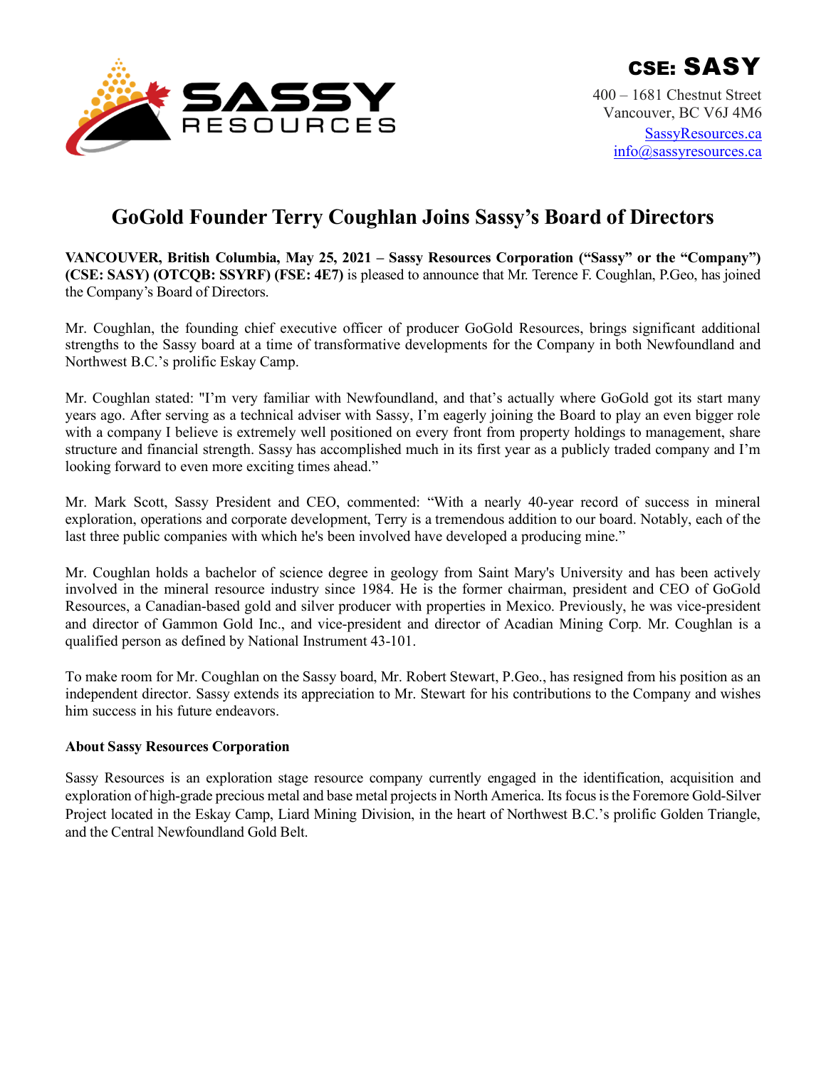**CSE: SASSY**

400 – 1681 Chestnut Street
Vancouver, BC V6J 4M6
SassyResources.ca
info@sassyresources.ca

# GoGold Founder Terry Coughlan Joins Sassy's Board of Directors

**VANCOUVER, British Columbia, May 25, 2021 – Sassy Resources Corporation ("Sassy" or the "Company") (CSE: SASY) (OTCQB: SSYRF) (FSE: 4E7)** is pleased to announce that Mr. Terence F. Coughlan, P.Geo, has joined the Company's Board of Directors.

Mr. Coughlan, the founding chief executive officer of producer GoGold Resources, brings significant additional strengths to the Sassy board at a time of transformative developments for the Company in both Newfoundland and Northwest B.C.'s prolific Eskay Camp.

Mr. Coughlan stated: "I'm very familiar with Newfoundland, and that's actually where GoGold got its start many years ago. After serving as a technical adviser with Sassy, I'm eagerly joining the Board to play an even bigger role with a company I believe is extremely well positioned on every front from property holdings to management, share structure and financial strength. Sassy has accomplished much in its first year as a publicly traded company and I'm looking forward to even more exciting times ahead."

Mr. Mark Scott, Sassy President and CEO, commented: "With a nearly 40-year record of success in mineral exploration, operations and corporate development, Terry is a tremendous addition to our board. Notably, each of the last three public companies with which he's been involved have developed a producing mine."

Mr. Coughlan holds a bachelor of science degree in geology from Saint Mary's University and has been actively involved in the mineral resource industry since 1984. He is the former chairman, president and CEO of GoGold Resources, a Canadian-based gold and silver producer with properties in Mexico. Previously, he was vice-president and director of Gammon Gold Inc., and vice-president and director of Acadian Mining Corp. Mr. Coughlan is a qualified person as defined by National Instrument 43-101.

To make room for Mr. Coughlan on the Sassy board, Mr. Robert Stewart, P.Geo., has resigned from his position as an independent director. Sassy extends its appreciation to Mr. Stewart for his contributions to the Company and wishes him success in his future endeavors.

**About Sassy Resources Corporation**

Sassy Resources is an exploration stage resource company currently engaged in the identification, acquisition and exploration of high-grade precious metal and base metal projects in North America. Its focus is the Foremore Gold-Silver Project located in the Eskay Camp, Liard Mining Division, in the heart of Northwest B.C.'s prolific Golden Triangle, and the Central Newfoundland Gold Belt.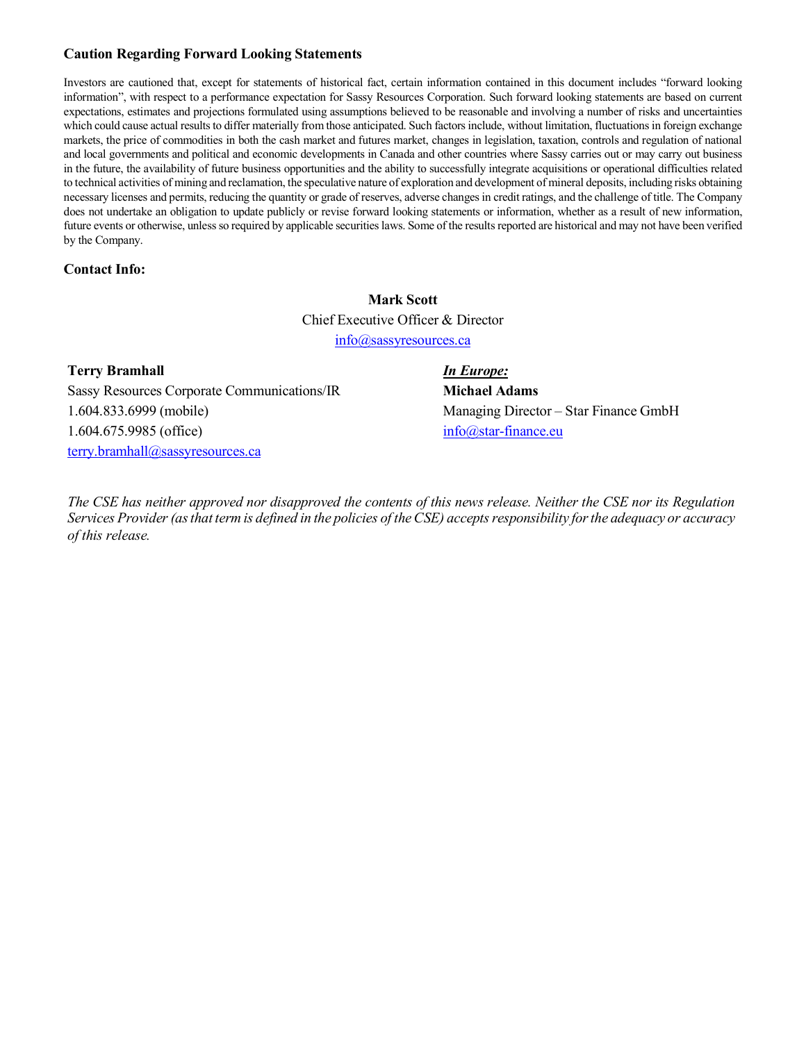### Caution Regarding Forward Looking Statements

Investors are cautioned that, except for statements of historical fact, certain information contained in this document includes "forward looking information", with respect to a performance expectation for Sassy Resources Corporation. Such forward looking statements are based on current expectations, estimates and projections formulated using assumptions believed to be reasonable and involving a number of risks and uncertainties which could cause actual results to differ materially from those anticipated. Such factors include, without limitation, fluctuations in foreign exchange markets, the price of commodities in both the cash market and futures market, changes in legislation, taxation, controls and regulation of national and local governments and political and economic developments in Canada and other countries where Sassy carries out or may carry out business in the future, the availability of future business opportunities and the ability to successfully integrate acquisitions or operational difficulties related to technical activities of mining and reclamation, the speculative nature of exploration and development of mineral deposits, including risks obtaining necessary licenses and permits, reducing the quantity or grade of reserves, adverse changes in credit ratings, and the challenge of title. The Company does not undertake an obligation to update publicly or revise forward looking statements or information, whether as a result of new information, future events or otherwise, unless so required by applicable securities laws. Some of the results reported are historical and may not have been verified by the Company.

### Contact Info:

**Mark Scott**
Chief Executive Officer & Director
info@sassyresources.ca

**Terry Bramhall**
Sassy Resources Corporate Communications/IR
1.604.833.6999 (mobile)
1.604.675.9985 (office)
terry.bramhall@sassyresources.ca

***In Europe:***
**Michael Adams**
Managing Director – Star Finance GmbH
info@star-finance.eu

*The CSE has neither approved nor disapproved the contents of this news release. Neither the CSE nor its Regulation Services Provider (as that term is defined in the policies of the CSE) accepts responsibility for the adequacy or accuracy of this release.*